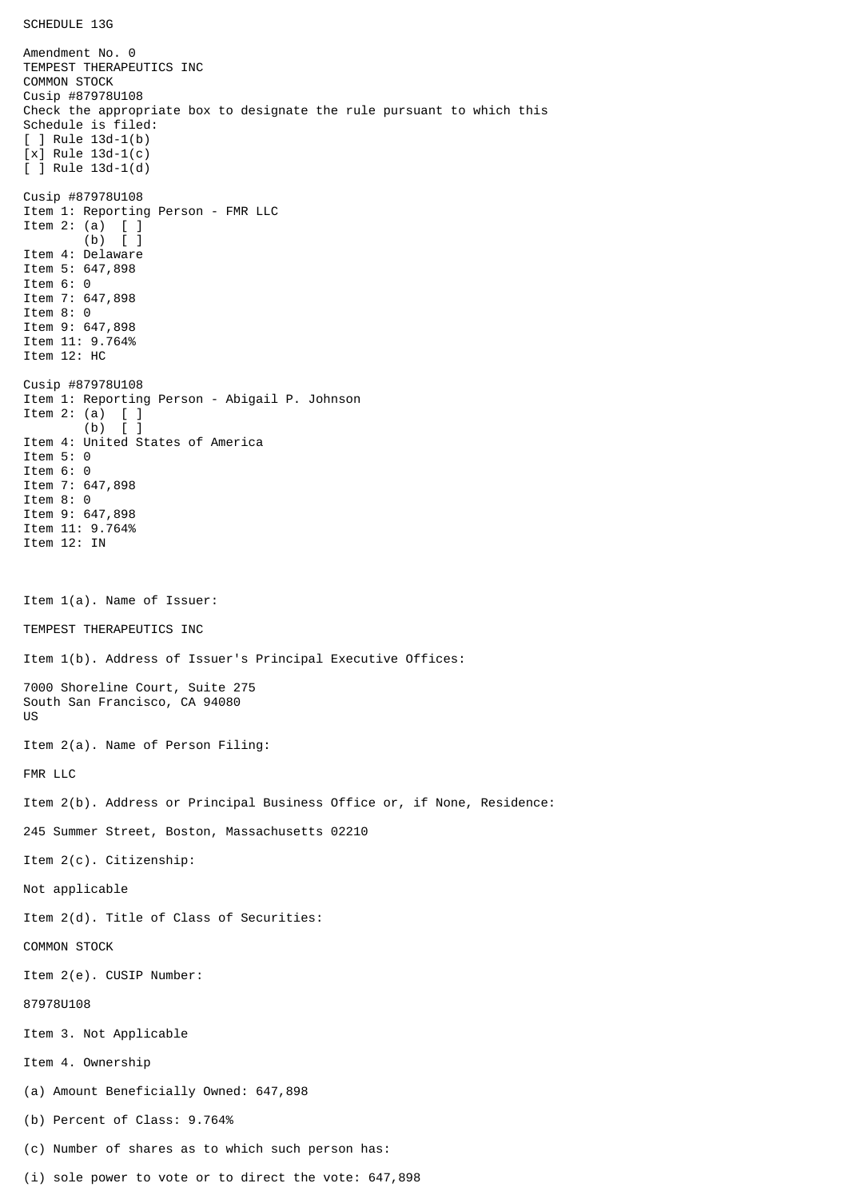SCHEDULE 13G

Amendment No. 0
TEMPEST THERAPEUTICS INC
COMMON STOCK
Cusip #87978U108
Check the appropriate box to designate the rule pursuant to which this Schedule is filed:
[ ] Rule 13d-1(b)
[x] Rule 13d-1(c)
[ ] Rule 13d-1(d)

Cusip #87978U108
Item 1: Reporting Person - FMR LLC
Item 2: (a) [ ]
(b) [ ]
Item 4: Delaware
Item 5: 647,898
Item 6: 0
Item 7: 647,898
Item 8: 0
Item 9: 647,898
Item 11: 9.764%
Item 12: HC

Cusip #87978U108
Item 1: Reporting Person - Abigail P. Johnson
Item 2: (a) [ ]
(b) [ ]
Item 4: United States of America
Item 5: 0
Item 6: 0
Item 7: 647,898
Item 8: 0
Item 9: 647,898
Item 11: 9.764%
Item 12: IN

Item 1(a). Name of Issuer:

TEMPEST THERAPEUTICS INC

Item 1(b). Address of Issuer's Principal Executive Offices:

7000 Shoreline Court, Suite 275
South San Francisco, CA 94080
US

Item 2(a). Name of Person Filing:

FMR LLC

Item 2(b). Address or Principal Business Office or, if None, Residence:

245 Summer Street, Boston, Massachusetts 02210

Item 2(c). Citizenship:

Not applicable

Item 2(d). Title of Class of Securities:

COMMON STOCK

Item 2(e). CUSIP Number:

87978U108

Item 3. Not Applicable

Item 4. Ownership

(a) Amount Beneficially Owned: 647,898

(b) Percent of Class: 9.764%

(c) Number of shares as to which such person has:

(i) sole power to vote or to direct the vote: 647,898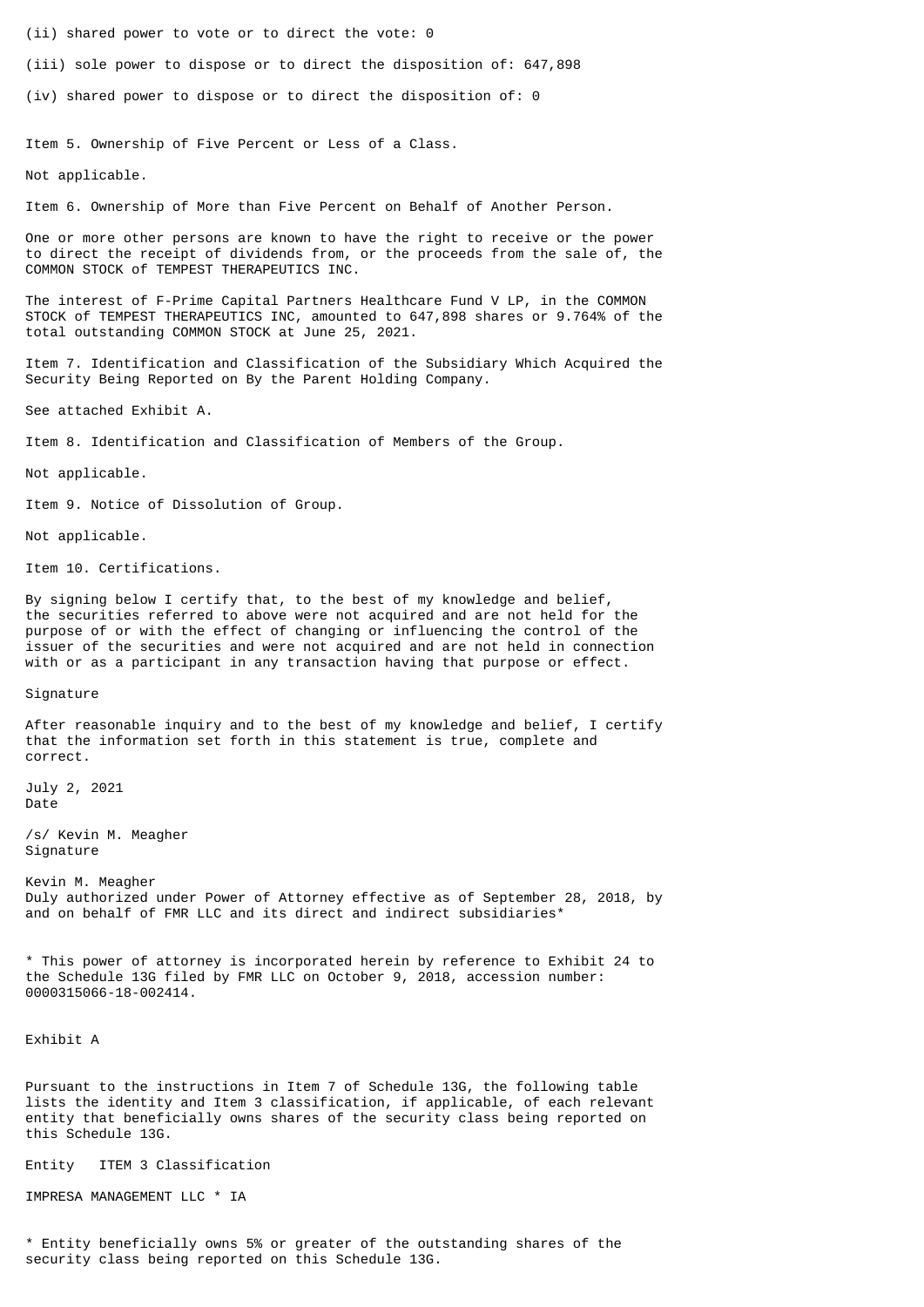(ii) shared power to vote or to direct the vote: 0

(iii) sole power to dispose or to direct the disposition of: 647,898

(iv) shared power to dispose or to direct the disposition of: 0

Item 5. Ownership of Five Percent or Less of a Class.

Not applicable.

Item 6. Ownership of More than Five Percent on Behalf of Another Person.

One or more other persons are known to have the right to receive or the power to direct the receipt of dividends from, or the proceeds from the sale of, the COMMON STOCK of TEMPEST THERAPEUTICS INC.

The interest of F-Prime Capital Partners Healthcare Fund V LP, in the COMMON STOCK of TEMPEST THERAPEUTICS INC, amounted to 647,898 shares or 9.764% of the total outstanding COMMON STOCK at June 25, 2021.

Item 7. Identification and Classification of the Subsidiary Which Acquired the Security Being Reported on By the Parent Holding Company.

See attached Exhibit A.

Item 8. Identification and Classification of Members of the Group.

Not applicable.

Item 9. Notice of Dissolution of Group.

Not applicable.

Item 10. Certifications.

By signing below I certify that, to the best of my knowledge and belief, the securities referred to above were not acquired and are not held for the purpose of or with the effect of changing or influencing the control of the issuer of the securities and were not acquired and are not held in connection with or as a participant in any transaction having that purpose or effect.

Signature

After reasonable inquiry and to the best of my knowledge and belief, I certify that the information set forth in this statement is true, complete and correct.

July 2, 2021
Date

/s/ Kevin M. Meagher
Signature

Kevin M. Meagher
Duly authorized under Power of Attorney effective as of September 28, 2018, by and on behalf of FMR LLC and its direct and indirect subsidiaries*

* This power of attorney is incorporated herein by reference to Exhibit 24 to the Schedule 13G filed by FMR LLC on October 9, 2018, accession number: 0000315066-18-002414.

Exhibit A

Pursuant to the instructions in Item 7 of Schedule 13G, the following table lists the identity and Item 3 classification, if applicable, of each relevant entity that beneficially owns shares of the security class being reported on this Schedule 13G.

| Entity | ITEM 3 Classification |
| --- | --- |
| IMPRESA MANAGEMENT LLC * | IA |

* Entity beneficially owns 5% or greater of the outstanding shares of the security class being reported on this Schedule 13G.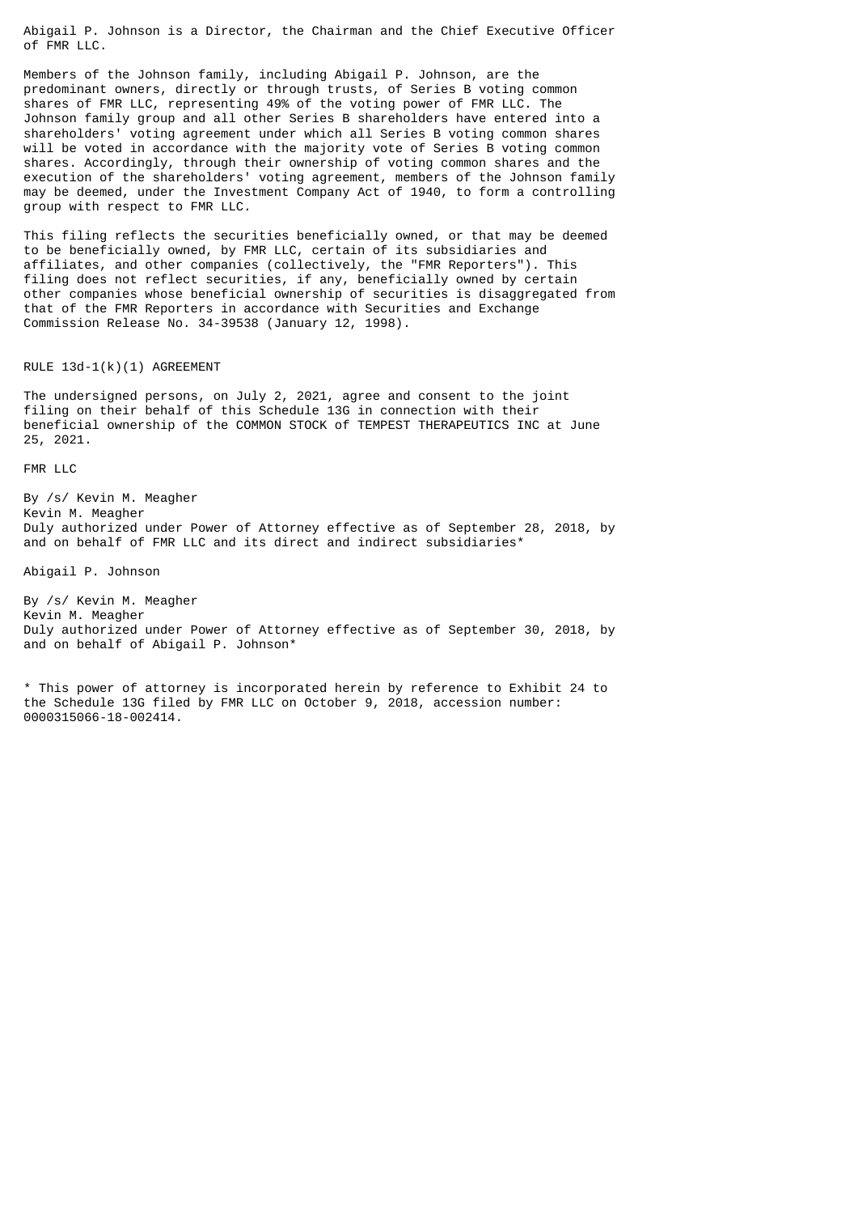Abigail P. Johnson is a Director, the Chairman and the Chief Executive Officer of FMR LLC.

Members of the Johnson family, including Abigail P. Johnson, are the predominant owners, directly or through trusts, of Series B voting common shares of FMR LLC, representing 49% of the voting power of FMR LLC. The Johnson family group and all other Series B shareholders have entered into a shareholders' voting agreement under which all Series B voting common shares will be voted in accordance with the majority vote of Series B voting common shares. Accordingly, through their ownership of voting common shares and the execution of the shareholders' voting agreement, members of the Johnson family may be deemed, under the Investment Company Act of 1940, to form a controlling group with respect to FMR LLC.

This filing reflects the securities beneficially owned, or that may be deemed to be beneficially owned, by FMR LLC, certain of its subsidiaries and affiliates, and other companies (collectively, the "FMR Reporters"). This filing does not reflect securities, if any, beneficially owned by certain other companies whose beneficial ownership of securities is disaggregated from that of the FMR Reporters in accordance with Securities and Exchange Commission Release No. 34-39538 (January 12, 1998).

RULE 13d-1(k)(1) AGREEMENT

The undersigned persons, on July 2, 2021, agree and consent to the joint filing on their behalf of this Schedule 13G in connection with their beneficial ownership of the COMMON STOCK of TEMPEST THERAPEUTICS INC at June 25, 2021.

FMR LLC

By /s/ Kevin M. Meagher
Kevin M. Meagher
Duly authorized under Power of Attorney effective as of September 28, 2018, by and on behalf of FMR LLC and its direct and indirect subsidiaries*

Abigail P. Johnson

By /s/ Kevin M. Meagher
Kevin M. Meagher
Duly authorized under Power of Attorney effective as of September 30, 2018, by and on behalf of Abigail P. Johnson*

* This power of attorney is incorporated herein by reference to Exhibit 24 to the Schedule 13G filed by FMR LLC on October 9, 2018, accession number: 0000315066-18-002414.